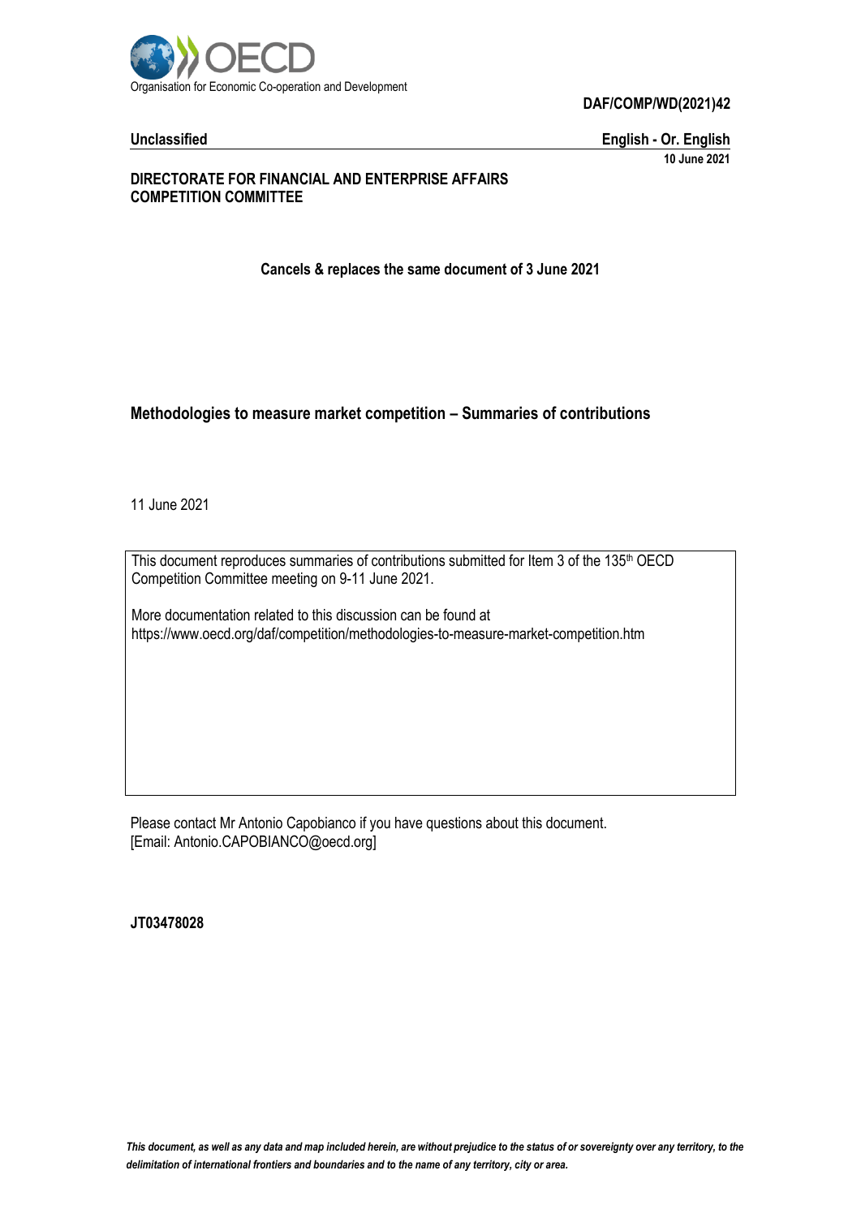Organisation for Economic Co-operation and Development

**DAF/COMP/WD(2021)42**

**Unclassified** **English - Or. English**

**10 June 2021**

**DIRECTORATE FOR FINANCIAL AND ENTERPRISE AFFAIRS**
**COMPETITION COMMITTEE**

**Cancels & replaces the same document of 3 June 2021**

## Methodologies to measure market competition – Summaries of contributions

11 June 2021

This document reproduces summaries of contributions submitted for Item 3 of the 135th OECD Competition Committee meeting on 9-11 June 2021.

More documentation related to this discussion can be found at
https://www.oecd.org/daf/competition/methodologies-to-measure-market-competition.htm

Please contact Mr Antonio Capobianco if you have questions about this document.
[Email: Antonio.CAPOBIANCO@oecd.org]

**JT03478028**

*This document, as well as any data and map included herein, are without prejudice to the status of or sovereignty over any territory, to the delimitation of international frontiers and boundaries and to the name of any territory, city or area.*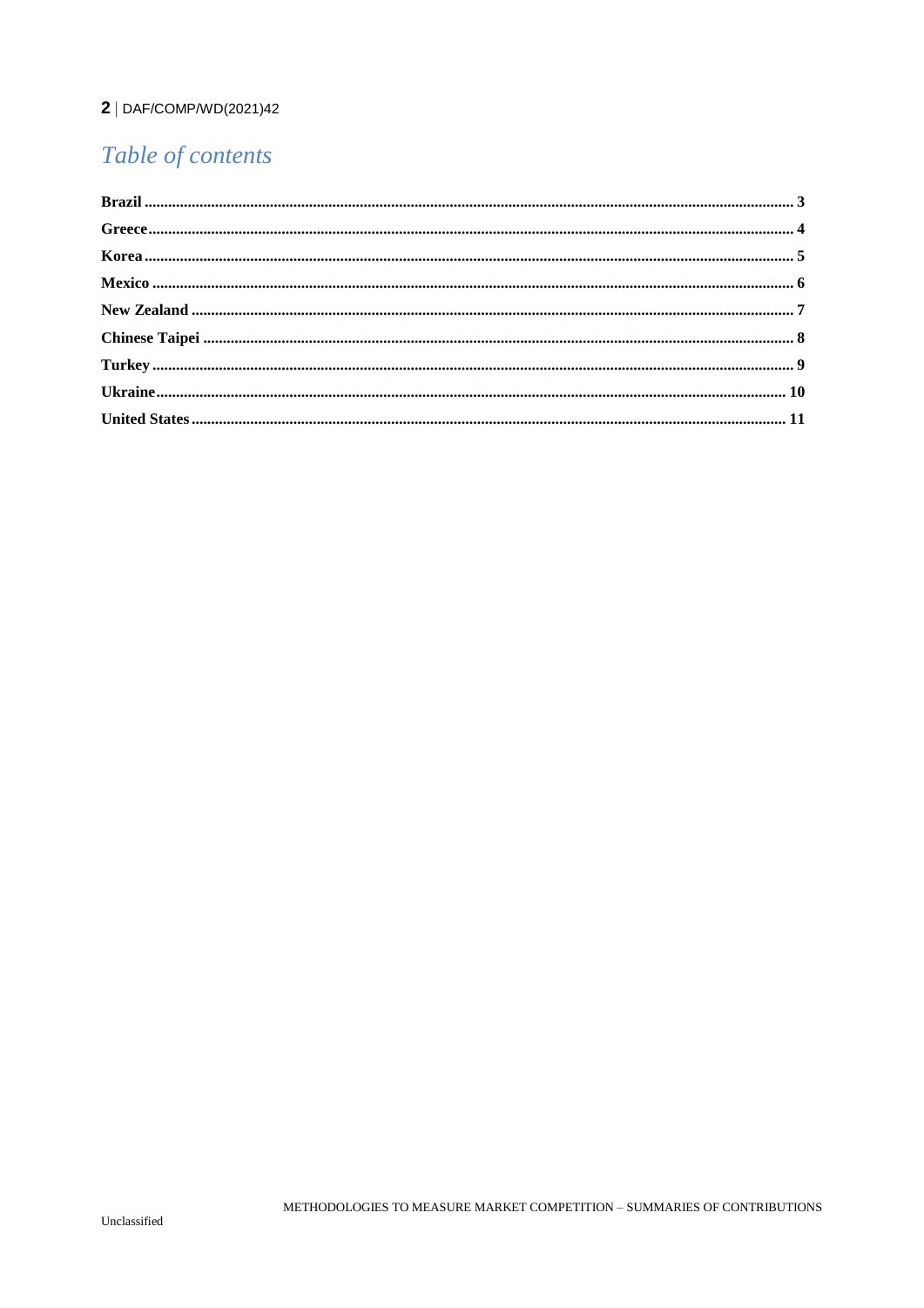# Table of contents

Brazil ........................................................................ 3
Greece ........................................................................ 4
Korea ........................................................................ 5
Mexico ........................................................................ 6
New Zealand ........................................................................ 7
Chinese Taipei ........................................................................ 8
Turkey ........................................................................ 9
Ukraine ........................................................................ 10
United States ........................................................................ 11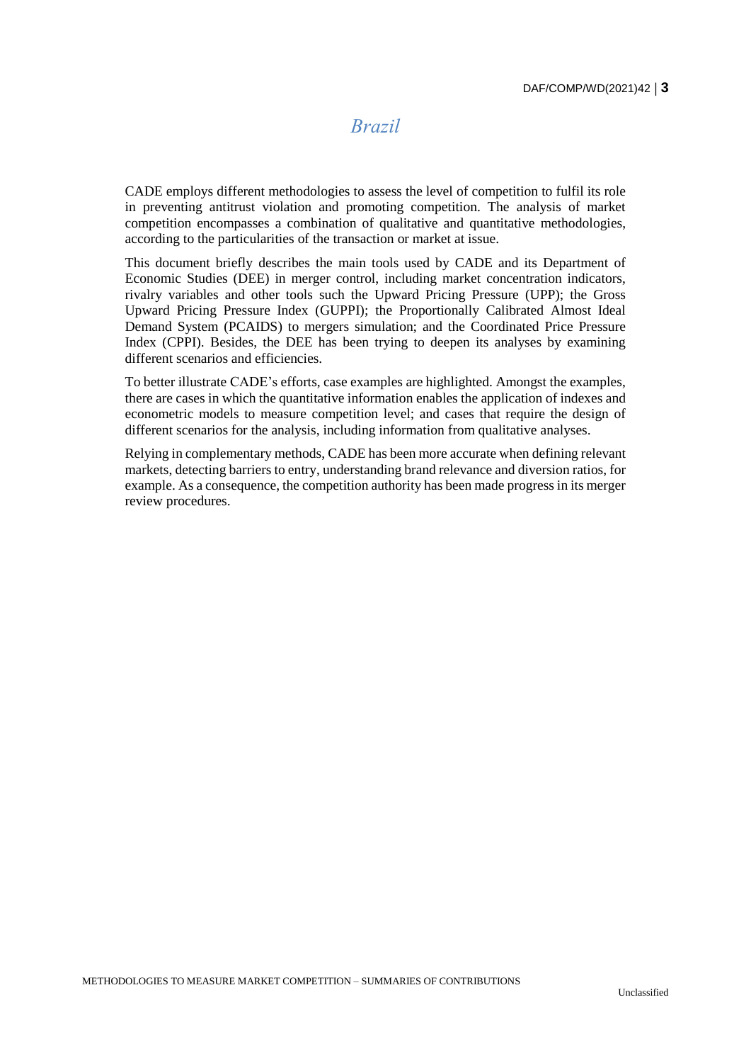# *Brazil*

CADE employs different methodologies to assess the level of competition to fulfil its role in preventing antitrust violation and promoting competition. The analysis of market competition encompasses a combination of qualitative and quantitative methodologies, according to the particularities of the transaction or market at issue.

This document briefly describes the main tools used by CADE and its Department of Economic Studies (DEE) in merger control, including market concentration indicators, rivalry variables and other tools such the Upward Pricing Pressure (UPP); the Gross Upward Pricing Pressure Index (GUPPI); the Proportionally Calibrated Almost Ideal Demand System (PCAIDS) to mergers simulation; and the Coordinated Price Pressure Index (CPPI). Besides, the DEE has been trying to deepen its analyses by examining different scenarios and efficiencies.

To better illustrate CADE's efforts, case examples are highlighted. Amongst the examples, there are cases in which the quantitative information enables the application of indexes and econometric models to measure competition level; and cases that require the design of different scenarios for the analysis, including information from qualitative analyses.

Relying in complementary methods, CADE has been more accurate when defining relevant markets, detecting barriers to entry, understanding brand relevance and diversion ratios, for example. As a consequence, the competition authority has been made progress in its merger review procedures.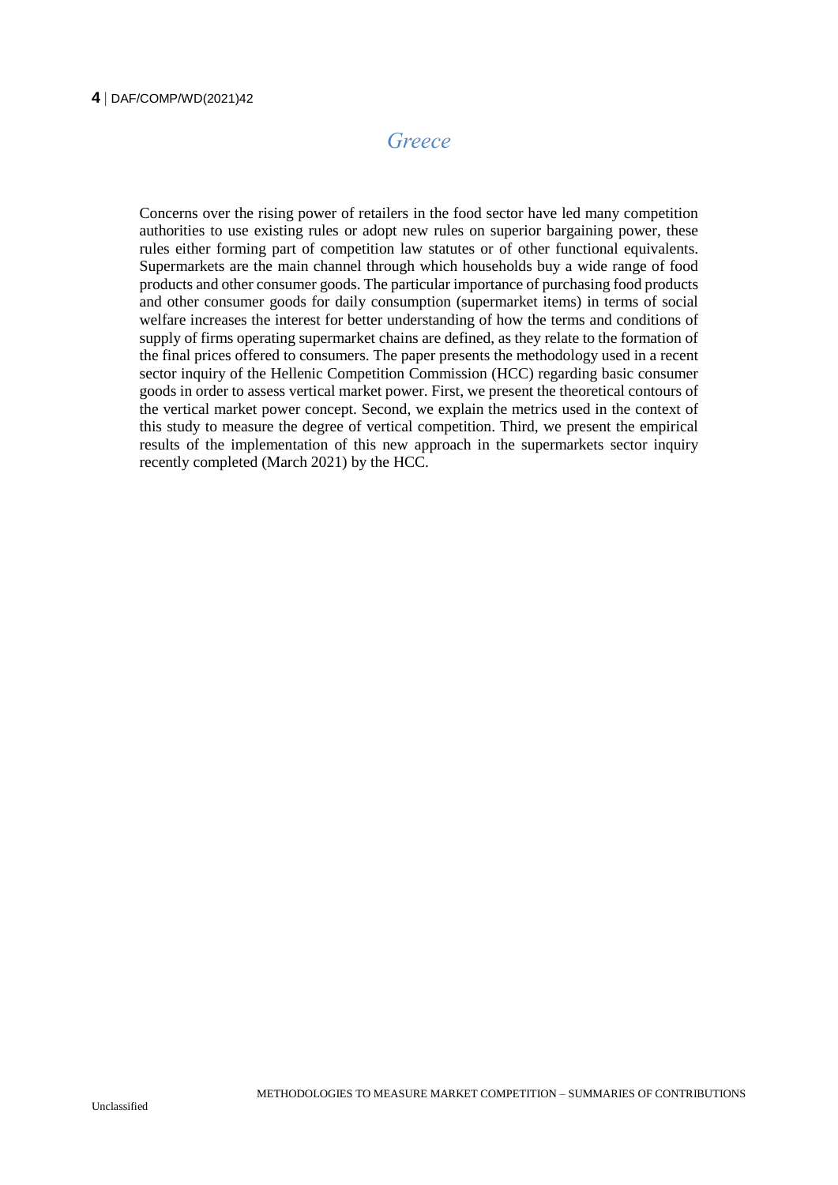## *Greece*

Concerns over the rising power of retailers in the food sector have led many competition authorities to use existing rules or adopt new rules on superior bargaining power, these rules either forming part of competition law statutes or of other functional equivalents. Supermarkets are the main channel through which households buy a wide range of food products and other consumer goods. The particular importance of purchasing food products and other consumer goods for daily consumption (supermarket items) in terms of social welfare increases the interest for better understanding of how the terms and conditions of supply of firms operating supermarket chains are defined, as they relate to the formation of the final prices offered to consumers. The paper presents the methodology used in a recent sector inquiry of the Hellenic Competition Commission (HCC) regarding basic consumer goods in order to assess vertical market power. First, we present the theoretical contours of the vertical market power concept. Second, we explain the metrics used in the context of this study to measure the degree of vertical competition. Third, we present the empirical results of the implementation of this new approach in the supermarkets sector inquiry recently completed (March 2021) by the HCC.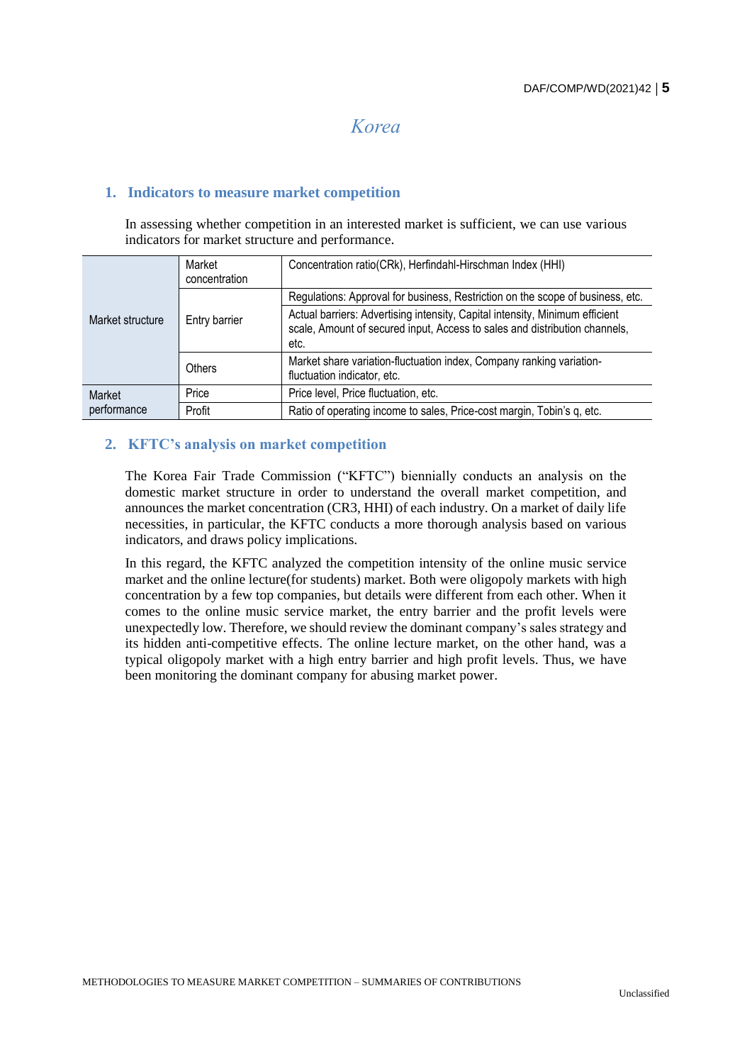# *Korea*

## 1. Indicators to measure market competition

In assessing whether competition in an interested market is sufficient, we can use various indicators for market structure and performance.

| | | |
|---|---|---|
| Market structure | Market concentration | Concentration ratio(CRk), Herfindahl-Hirschman Index (HHI) |
| | Entry barrier | Regulations: Approval for business, Restriction on the scope of business, etc. |
| | | Actual barriers: Advertising intensity, Capital intensity, Minimum efficient scale, Amount of secured input, Access to sales and distribution channels, etc. |
| | Others | Market share variation-fluctuation index, Company ranking variation-fluctuation indicator, etc. |
| Market performance | Price | Price level, Price fluctuation, etc. |
| | Profit | Ratio of operating income to sales, Price-cost margin, Tobin's q, etc. |

## 2. KFTC's analysis on market competition

The Korea Fair Trade Commission ("KFTC") biennially conducts an analysis on the domestic market structure in order to understand the overall market competition, and announces the market concentration (CR3, HHI) of each industry. On a market of daily life necessities, in particular, the KFTC conducts a more thorough analysis based on various indicators, and draws policy implications.

In this regard, the KFTC analyzed the competition intensity of the online music service market and the online lecture(for students) market. Both were oligopoly markets with high concentration by a few top companies, but details were different from each other. When it comes to the online music service market, the entry barrier and the profit levels were unexpectedly low. Therefore, we should review the dominant company's sales strategy and its hidden anti-competitive effects. The online lecture market, on the other hand, was a typical oligopoly market with a high entry barrier and high profit levels. Thus, we have been monitoring the dominant company for abusing market power.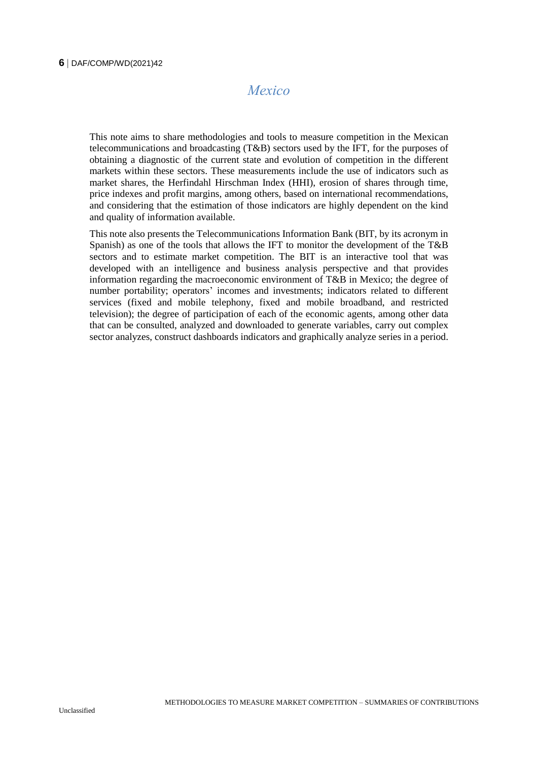## *Mexico*

This note aims to share methodologies and tools to measure competition in the Mexican telecommunications and broadcasting (T&B) sectors used by the IFT, for the purposes of obtaining a diagnostic of the current state and evolution of competition in the different markets within these sectors. These measurements include the use of indicators such as market shares, the Herfindahl Hirschman Index (HHI), erosion of shares through time, price indexes and profit margins, among others, based on international recommendations, and considering that the estimation of those indicators are highly dependent on the kind and quality of information available.

This note also presents the Telecommunications Information Bank (BIT, by its acronym in Spanish) as one of the tools that allows the IFT to monitor the development of the T&B sectors and to estimate market competition. The BIT is an interactive tool that was developed with an intelligence and business analysis perspective and that provides information regarding the macroeconomic environment of T&B in Mexico; the degree of number portability; operators' incomes and investments; indicators related to different services (fixed and mobile telephony, fixed and mobile broadband, and restricted television); the degree of participation of each of the economic agents, among other data that can be consulted, analyzed and downloaded to generate variables, carry out complex sector analyzes, construct dashboards indicators and graphically analyze series in a period.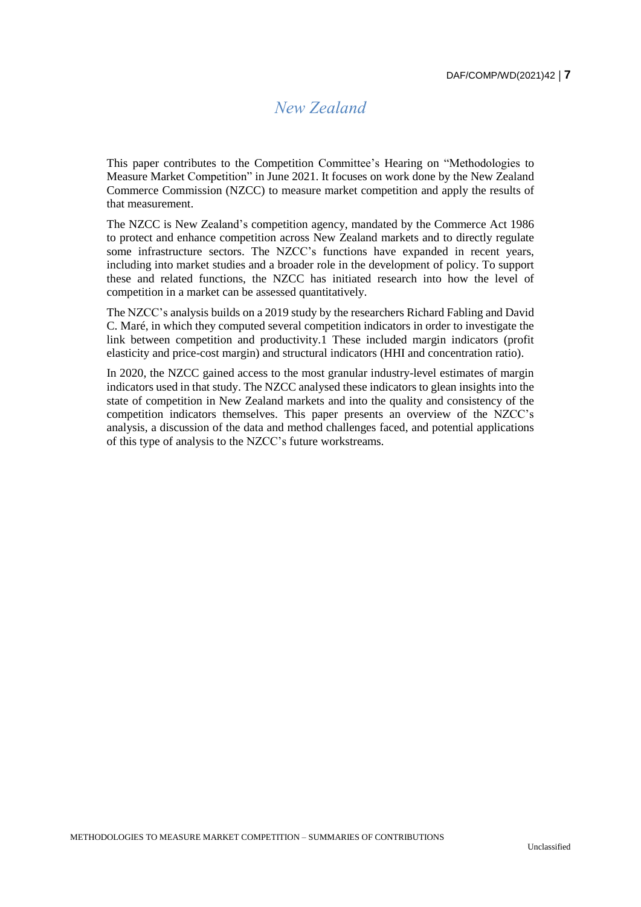# *New Zealand*

This paper contributes to the Competition Committee's Hearing on "Methodologies to Measure Market Competition" in June 2021. It focuses on work done by the New Zealand Commerce Commission (NZCC) to measure market competition and apply the results of that measurement.

The NZCC is New Zealand's competition agency, mandated by the Commerce Act 1986 to protect and enhance competition across New Zealand markets and to directly regulate some infrastructure sectors. The NZCC's functions have expanded in recent years, including into market studies and a broader role in the development of policy. To support these and related functions, the NZCC has initiated research into how the level of competition in a market can be assessed quantitatively.

The NZCC's analysis builds on a 2019 study by the researchers Richard Fabling and David C. Maré, in which they computed several competition indicators in order to investigate the link between competition and productivity.1 These included margin indicators (profit elasticity and price-cost margin) and structural indicators (HHI and concentration ratio).

In 2020, the NZCC gained access to the most granular industry-level estimates of margin indicators used in that study. The NZCC analysed these indicators to glean insights into the state of competition in New Zealand markets and into the quality and consistency of the competition indicators themselves. This paper presents an overview of the NZCC's analysis, a discussion of the data and method challenges faced, and potential applications of this type of analysis to the NZCC's future workstreams.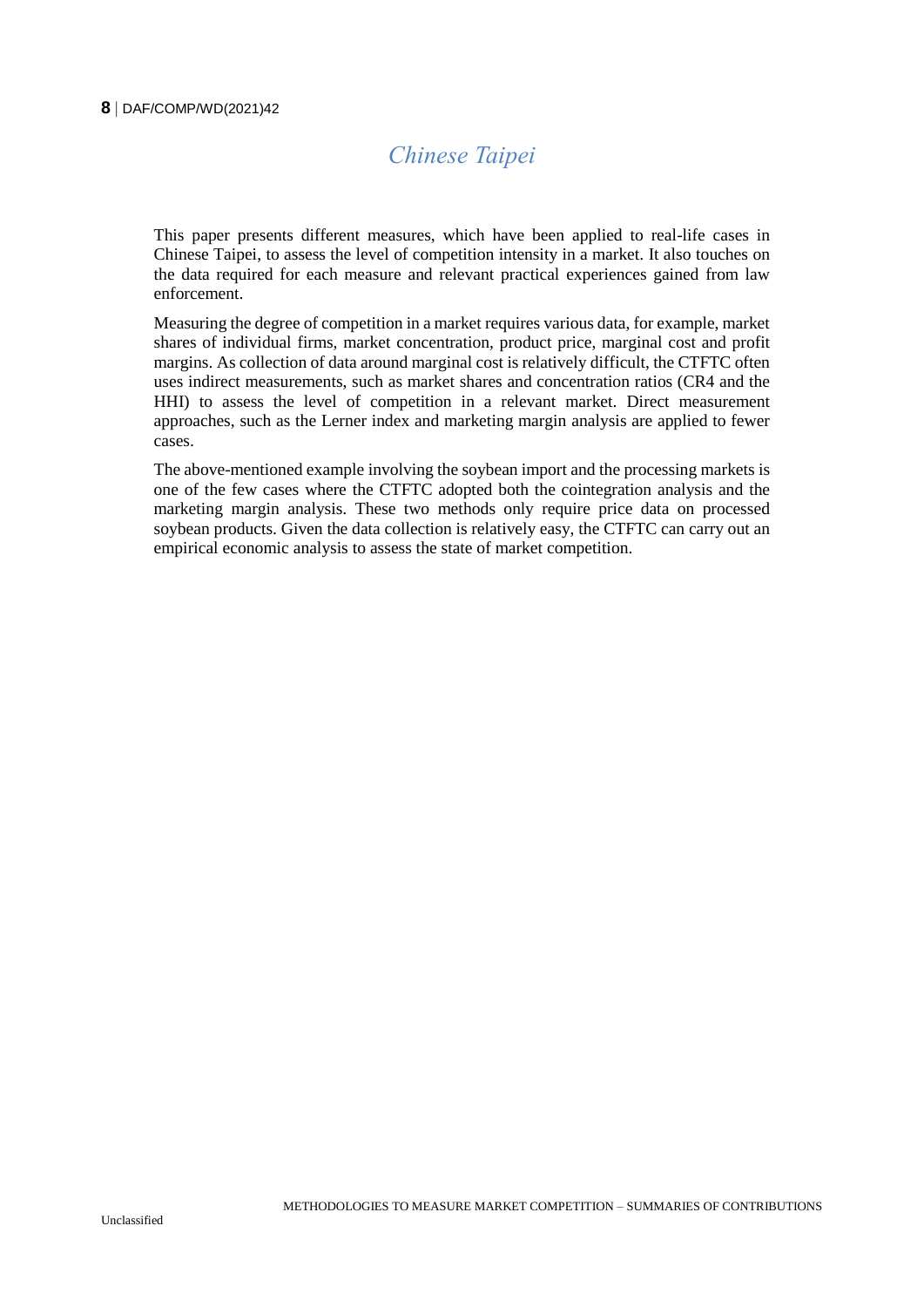# *Chinese Taipei*

This paper presents different measures, which have been applied to real-life cases in Chinese Taipei, to assess the level of competition intensity in a market. It also touches on the data required for each measure and relevant practical experiences gained from law enforcement.

Measuring the degree of competition in a market requires various data, for example, market shares of individual firms, market concentration, product price, marginal cost and profit margins. As collection of data around marginal cost is relatively difficult, the CTFTC often uses indirect measurements, such as market shares and concentration ratios (CR4 and the HHI) to assess the level of competition in a relevant market. Direct measurement approaches, such as the Lerner index and marketing margin analysis are applied to fewer cases.

The above-mentioned example involving the soybean import and the processing markets is one of the few cases where the CTFTC adopted both the cointegration analysis and the marketing margin analysis. These two methods only require price data on processed soybean products. Given the data collection is relatively easy, the CTFTC can carry out an empirical economic analysis to assess the state of market competition.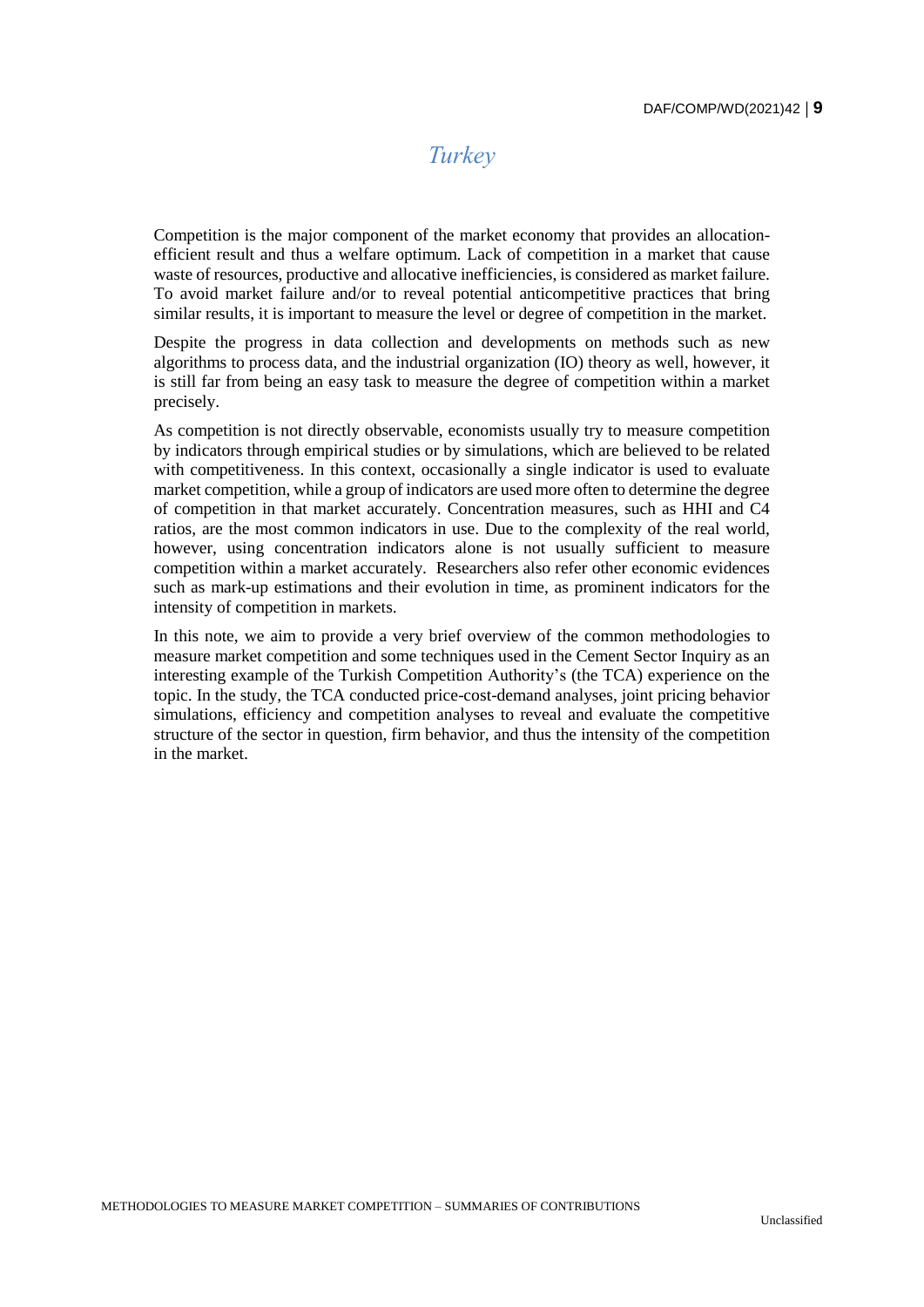## *Turkey*

Competition is the major component of the market economy that provides an allocation-efficient result and thus a welfare optimum. Lack of competition in a market that cause waste of resources, productive and allocative inefficiencies, is considered as market failure. To avoid market failure and/or to reveal potential anticompetitive practices that bring similar results, it is important to measure the level or degree of competition in the market.

Despite the progress in data collection and developments on methods such as new algorithms to process data, and the industrial organization (IO) theory as well, however, it is still far from being an easy task to measure the degree of competition within a market precisely.

As competition is not directly observable, economists usually try to measure competition by indicators through empirical studies or by simulations, which are believed to be related with competitiveness. In this context, occasionally a single indicator is used to evaluate market competition, while a group of indicators are used more often to determine the degree of competition in that market accurately. Concentration measures, such as HHI and C4 ratios, are the most common indicators in use. Due to the complexity of the real world, however, using concentration indicators alone is not usually sufficient to measure competition within a market accurately. Researchers also refer other economic evidences such as mark-up estimations and their evolution in time, as prominent indicators for the intensity of competition in markets.

In this note, we aim to provide a very brief overview of the common methodologies to measure market competition and some techniques used in the Cement Sector Inquiry as an interesting example of the Turkish Competition Authority's (the TCA) experience on the topic. In the study, the TCA conducted price-cost-demand analyses, joint pricing behavior simulations, efficiency and competition analyses to reveal and evaluate the competitive structure of the sector in question, firm behavior, and thus the intensity of the competition in the market.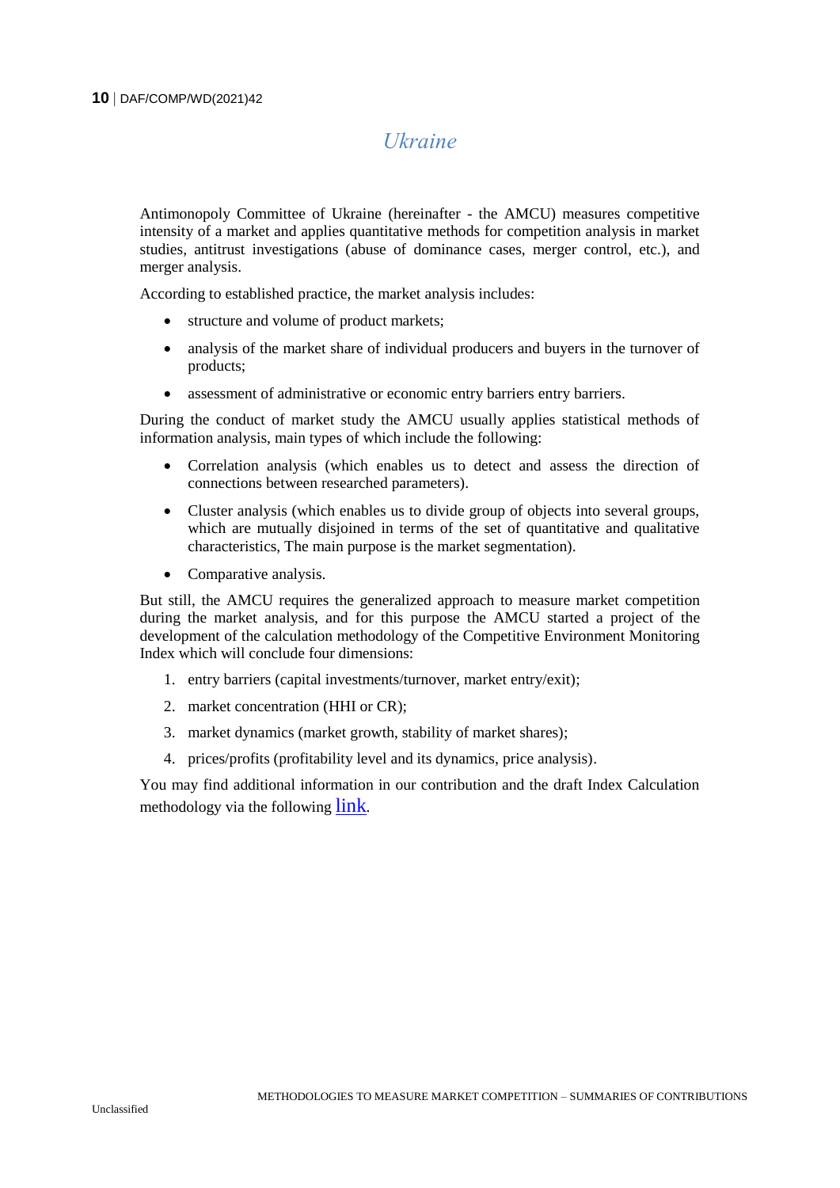# *Ukraine*

Antimonopoly Committee of Ukraine (hereinafter - the AMCU) measures competitive intensity of a market and applies quantitative methods for competition analysis in market studies, antitrust investigations (abuse of dominance cases, merger control, etc.), and merger analysis.

According to established practice, the market analysis includes:

- structure and volume of product markets;
- analysis of the market share of individual producers and buyers in the turnover of products;
- assessment of administrative or economic entry barriers entry barriers.

During the conduct of market study the AMCU usually applies statistical methods of information analysis, main types of which include the following:

- Correlation analysis (which enables us to detect and assess the direction of connections between researched parameters).
- Cluster analysis (which enables us to divide group of objects into several groups, which are mutually disjoined in terms of the set of quantitative and qualitative characteristics, The main purpose is the market segmentation).
- Comparative analysis.

But still, the AMCU requires the generalized approach to measure market competition during the market analysis, and for this purpose the AMCU started a project of the development of the calculation methodology of the Competitive Environment Monitoring Index which will conclude four dimensions:

1. entry barriers (capital investments/turnover, market entry/exit);
2. market concentration (HHI or CR);
3. market dynamics (market growth, stability of market shares);
4. prices/profits (profitability level and its dynamics, price analysis).

You may find additional information in our contribution and the draft Index Calculation methodology via the following link.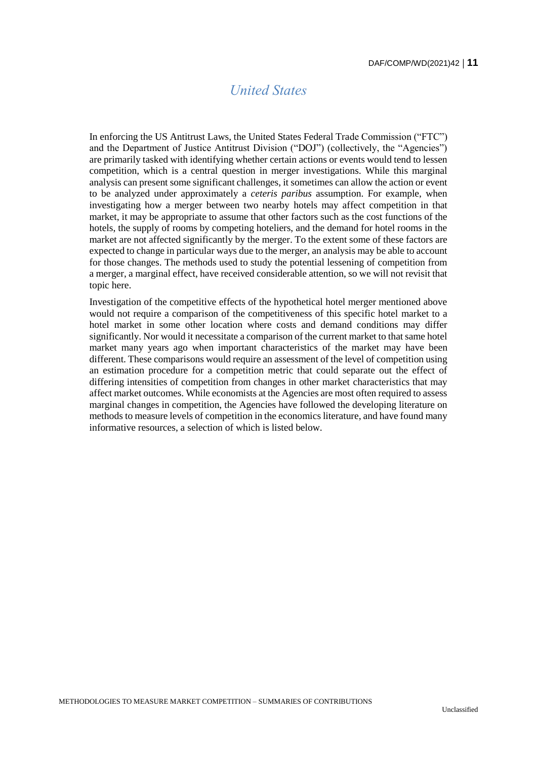# *United States*

In enforcing the US Antitrust Laws, the United States Federal Trade Commission ("FTC") and the Department of Justice Antitrust Division ("DOJ") (collectively, the "Agencies") are primarily tasked with identifying whether certain actions or events would tend to lessen competition, which is a central question in merger investigations. While this marginal analysis can present some significant challenges, it sometimes can allow the action or event to be analyzed under approximately a *ceteris paribus* assumption. For example, when investigating how a merger between two nearby hotels may affect competition in that market, it may be appropriate to assume that other factors such as the cost functions of the hotels, the supply of rooms by competing hoteliers, and the demand for hotel rooms in the market are not affected significantly by the merger. To the extent some of these factors are expected to change in particular ways due to the merger, an analysis may be able to account for those changes. The methods used to study the potential lessening of competition from a merger, a marginal effect, have received considerable attention, so we will not revisit that topic here.

Investigation of the competitive effects of the hypothetical hotel merger mentioned above would not require a comparison of the competitiveness of this specific hotel market to a hotel market in some other location where costs and demand conditions may differ significantly. Nor would it necessitate a comparison of the current market to that same hotel market many years ago when important characteristics of the market may have been different. These comparisons would require an assessment of the level of competition using an estimation procedure for a competition metric that could separate out the effect of differing intensities of competition from changes in other market characteristics that may affect market outcomes. While economists at the Agencies are most often required to assess marginal changes in competition, the Agencies have followed the developing literature on methods to measure levels of competition in the economics literature, and have found many informative resources, a selection of which is listed below.